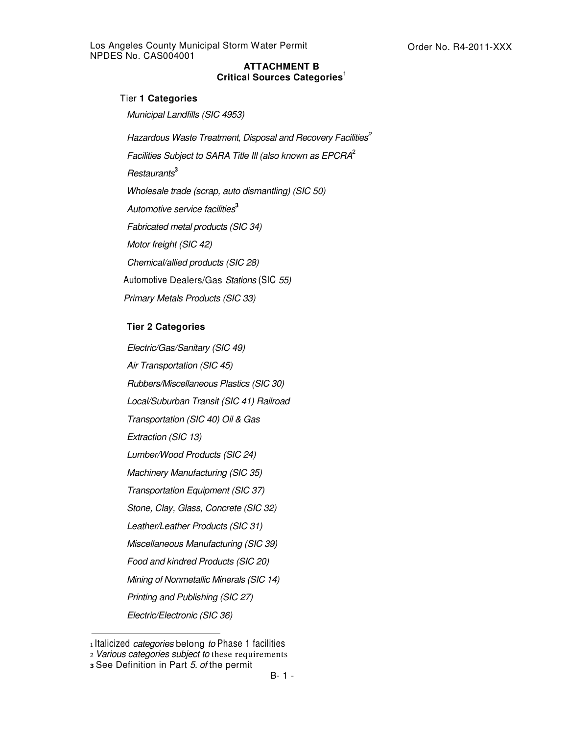## ATTACHMENT B
## Critical Sources Categories[1]

### Tier 1 Categories

*Municipal Landfills (SIC 4953)*

*Hazardous Waste Treatment, Disposal and Recovery Facilities*[2]

*Facilities Subject to SARA Title III (also known as EPCRA*[2]

*Restaurants*[3]

*Wholesale trade (scrap, auto dismantling) (SIC 50)*

*Automotive service facilities*[3]

*Fabricated metal products (SIC 34)*

*Motor freight (SIC 42)*

*Chemical/allied products (SIC 28)*

Automotive Dealers/Gas *Stations* (SIC *55)*

*Primary Metals Products (SIC 33)*

### Tier 2 Categories

*Electric/Gas/Sanitary (SIC 49)*

*Air Transportation (SIC 45)*

*Rubbers/Miscellaneous Plastics (SIC 30)*

*Local/Suburban Transit (SIC 41) Railroad*

*Transportation (SIC 40) Oil & Gas*

*Extraction (SIC 13)*

*Lumber/Wood Products (SIC 24)*

*Machinery Manufacturing (SIC 35)*

*Transportation Equipment (SIC 37)*

*Stone, Clay, Glass, Concrete (SIC 32)*

*Leather/Leather Products (SIC 31)*

*Miscellaneous Manufacturing (SIC 39)*

*Food and kindred Products (SIC 20)*

*Mining of Nonmetallic Minerals (SIC 14)*

*Printing and Publishing (SIC 27)*

*Electric/Electronic (SIC 36)*

---

[1] Italicized *categories* belong *to* Phase 1 facilities

[2] *Various categories subject to* these requirements

[3] See Definition in Part *5. of* the permit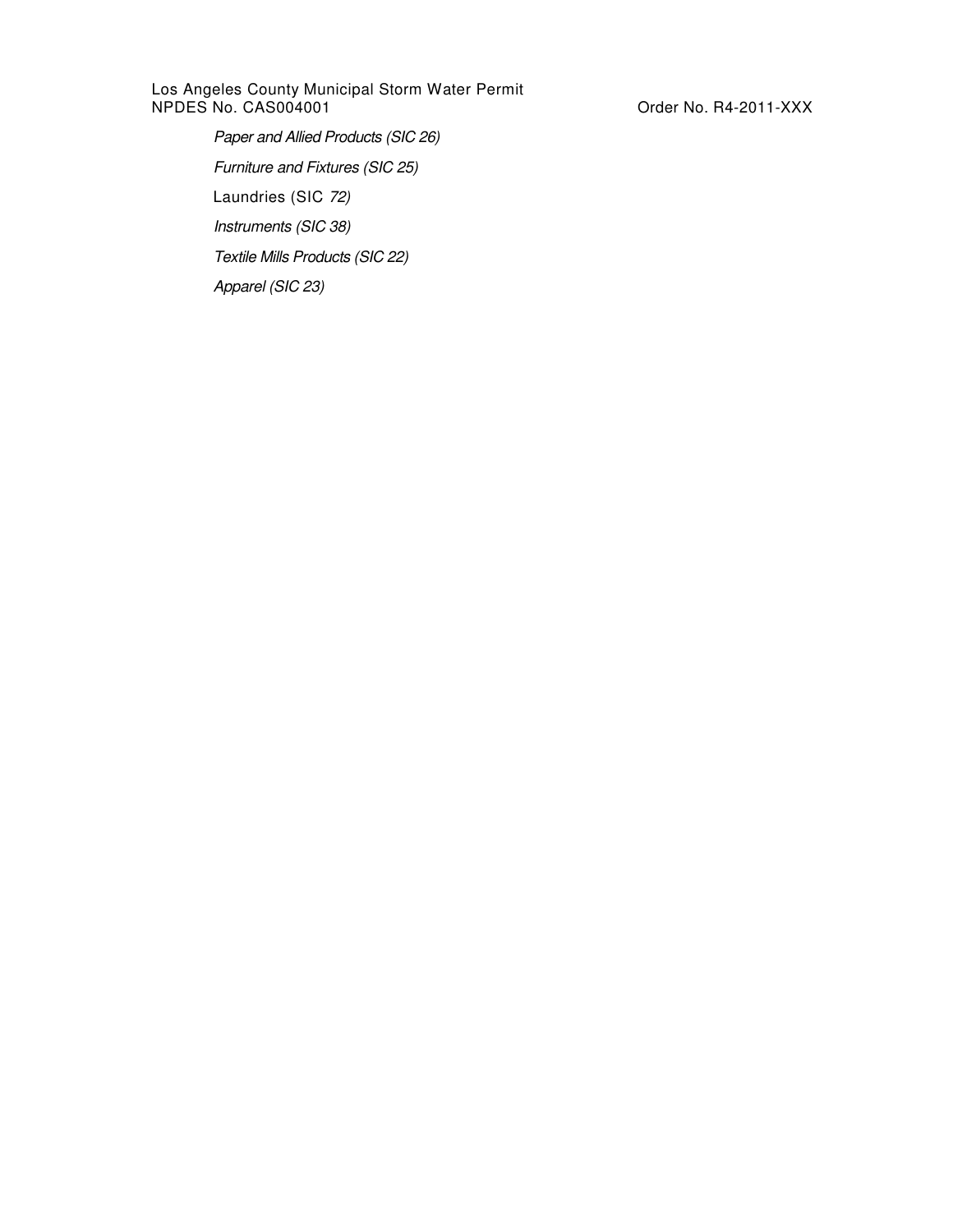*Paper and Allied Products (SIC 26)*

*Furniture and Fixtures (SIC 25)*

Laundries (SIC *72)*

*Instruments (SIC 38)*

*Textile Mills Products (SIC 22)*

*Apparel (SIC 23)*